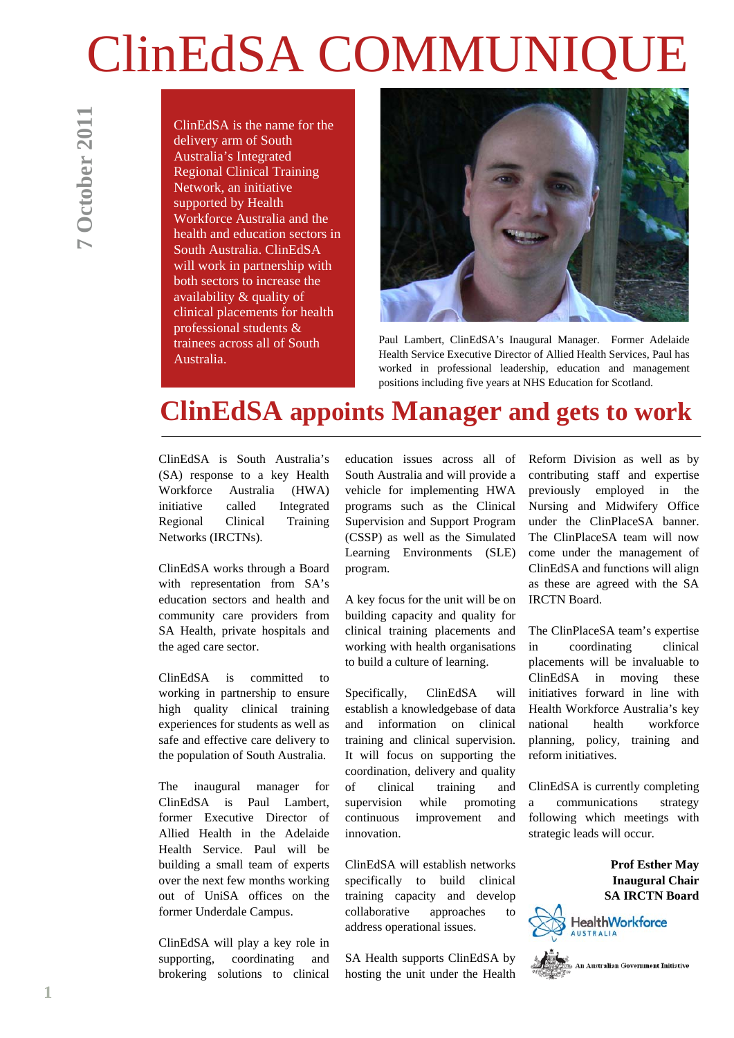# ClinEdSA COMMUNIQUE

**7 October 2011**

ClinEdSA is the name for the delivery arm of South Australia's Integrated Regional Clinical Training Network, an initiative supported by Health Workforce Australia and the health and education sectors in South Australia. ClinEdSA will work in partnership with both sectors to increase the availability & quality of clinical placements for health professional students & trainees across all of South Australia.

Paul Lambert, ClinEdSA's Inaugural Manager. Former Adelaide Health Service Executive Director of Allied Health Services, Paul has worked in professional leadership, education and management positions including five years at NHS Education for Scotland.

## ClinEdSA appoints Manager and gets to work

ClinEdSA is South Australia's (SA) response to a key Health Workforce Australia (HWA) initiative called Integrated Regional Clinical Training Networks (IRCTNs).

ClinEdSA works through a Board with representation from SA's education sectors and health and community care providers from SA Health, private hospitals and the aged care sector.

ClinEdSA is committed to working in partnership to ensure high quality clinical training experiences for students as well as safe and effective care delivery to the population of South Australia.

The inaugural manager for ClinEdSA is Paul Lambert, former Executive Director of Allied Health in the Adelaide Health Service. Paul will be building a small team of experts over the next few months working out of UniSA offices on the former Underdale Campus.

ClinEdSA will play a key role in supporting, coordinating and brokering solutions to clinical education issues across all of South Australia and will provide a vehicle for implementing HWA programs such as the Clinical Supervision and Support Program (CSSP) as well as the Simulated Learning Environments (SLE) program.

A key focus for the unit will be on building capacity and quality for clinical training placements and working with health organisations to build a culture of learning.

Specifically, ClinEdSA will establish a knowledgebase of data and information on clinical training and clinical supervision. It will focus on supporting the coordination, delivery and quality of clinical training and supervision while promoting continuous improvement and innovation.

ClinEdSA will establish networks specifically to build clinical training capacity and develop collaborative approaches to address operational issues.

SA Health supports ClinEdSA by hosting the unit under the Health Reform Division as well as by contributing staff and expertise previously employed in the Nursing and Midwifery Office under the ClinPlaceSA banner. The ClinPlaceSA team will now come under the management of ClinEdSA and functions will align as these are agreed with the SA IRCTN Board.

The ClinPlaceSA team's expertise in coordinating clinical placements will be invaluable to ClinEdSA in moving these initiatives forward in line with Health Workforce Australia's key national health workforce planning, policy, training and reform initiatives.

ClinEdSA is currently completing a communications strategy following which meetings with strategic leads will occur.

**Prof Esther May**
**Inaugural Chair**
**SA IRCTN Board**

HealthWorkforce AUSTRALIA

An Australian Government Initiative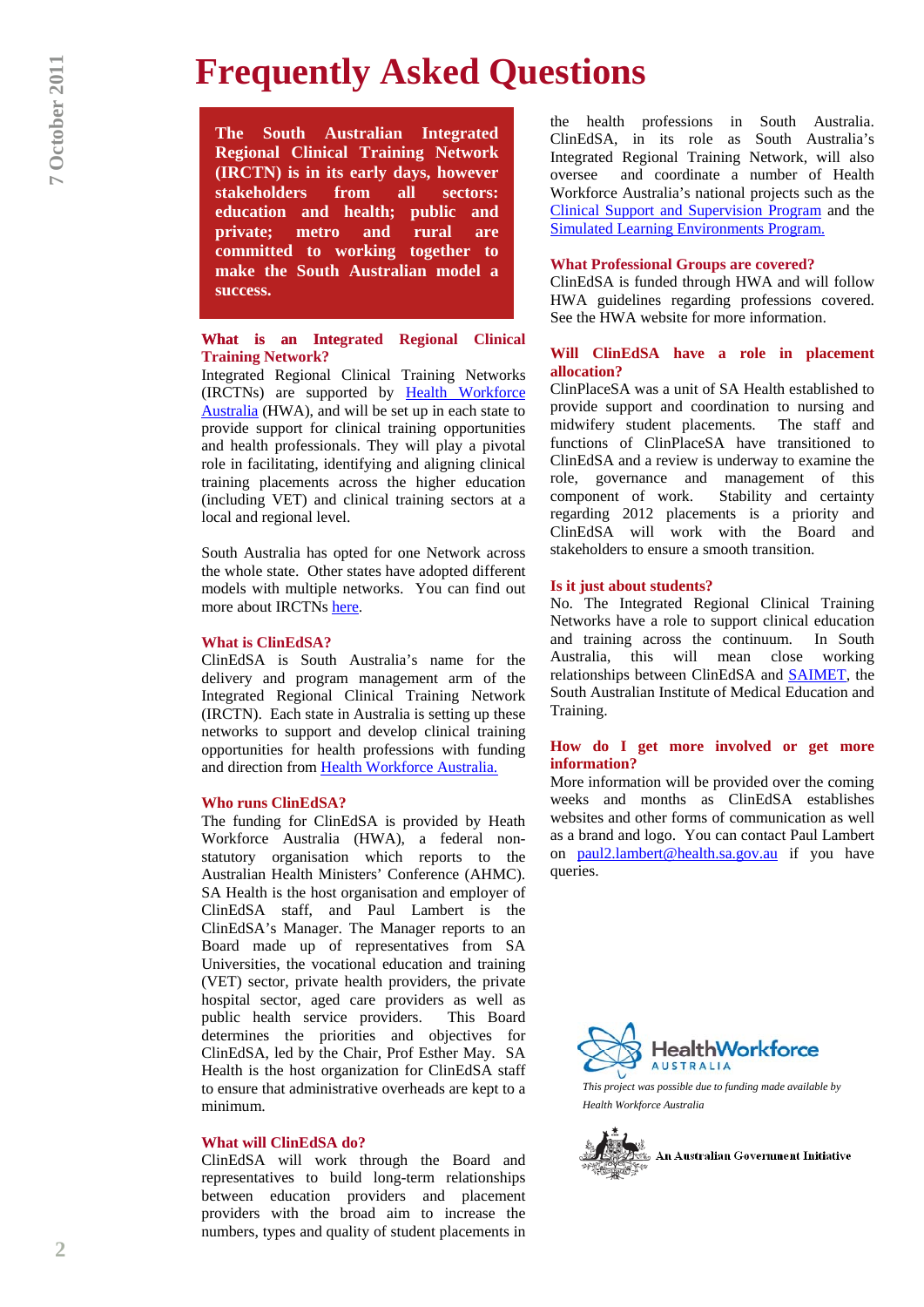# Frequently Asked Questions

**The South Australian Integrated Regional Clinical Training Network (IRCTN) is in its early days, however stakeholders from all sectors: education and health; public and private; metro and rural are committed to working together to make the South Australian model a success.**

### What is an Integrated Regional Clinical Training Network?

Integrated Regional Clinical Training Networks (IRCTNs) are supported by Health Workforce Australia (HWA), and will be set up in each state to provide support for clinical training opportunities and health professionals. They will play a pivotal role in facilitating, identifying and aligning clinical training placements across the higher education (including VET) and clinical training sectors at a local and regional level.

South Australia has opted for one Network across the whole state. Other states have adopted different models with multiple networks. You can find out more about IRCTNs here.

### What is ClinEdSA?

ClinEdSA is South Australia's name for the delivery and program management arm of the Integrated Regional Clinical Training Network (IRCTN). Each state in Australia is setting up these networks to support and develop clinical training opportunities for health professions with funding and direction from Health Workforce Australia.

### Who runs ClinEdSA?

The funding for ClinEdSA is provided by Heath Workforce Australia (HWA), a federal non-statutory organisation which reports to the Australian Health Ministers' Conference (AHMC). SA Health is the host organisation and employer of ClinEdSA staff, and Paul Lambert is the ClinEdSA's Manager. The Manager reports to an Board made up of representatives from SA Universities, the vocational education and training (VET) sector, private health providers, the private hospital sector, aged care providers as well as public health service providers. This Board determines the priorities and objectives for ClinEdSA, led by the Chair, Prof Esther May. SA Health is the host organization for ClinEdSA staff to ensure that administrative overheads are kept to a minimum.

### What will ClinEdSA do?

ClinEdSA will work through the Board and representatives to build long-term relationships between education providers and placement providers with the broad aim to increase the numbers, types and quality of student placements in the health professions in South Australia. ClinEdSA, in its role as South Australia's Integrated Regional Training Network, will also oversee and coordinate a number of Health Workforce Australia's national projects such as the Clinical Support and Supervision Program and the Simulated Learning Environments Program.

### What Professional Groups are covered?

ClinEdSA is funded through HWA and will follow HWA guidelines regarding professions covered. See the HWA website for more information.

### Will ClinEdSA have a role in placement allocation?

ClinPlaceSA was a unit of SA Health established to provide support and coordination to nursing and midwifery student placements. The staff and functions of ClinPlaceSA have transitioned to ClinEdSA and a review is underway to examine the role, governance and management of this component of work. Stability and certainty regarding 2012 placements is a priority and ClinEdSA will work with the Board and stakeholders to ensure a smooth transition.

### Is it just about students?

No. The Integrated Regional Clinical Training Networks have a role to support clinical education and training across the continuum. In South Australia, this will mean close working relationships between ClinEdSA and SAIMET, the South Australian Institute of Medical Education and Training.

### How do I get more involved or get more information?

More information will be provided over the coming weeks and months as ClinEdSA establishes websites and other forms of communication as well as a brand and logo. You can contact Paul Lambert on paul2.lambert@health.sa.gov.au if you have queries.

HealthWorkforce AUSTRALIA

*This project was possible due to funding made available by Health Workforce Australia*

An Australian Government Initiative